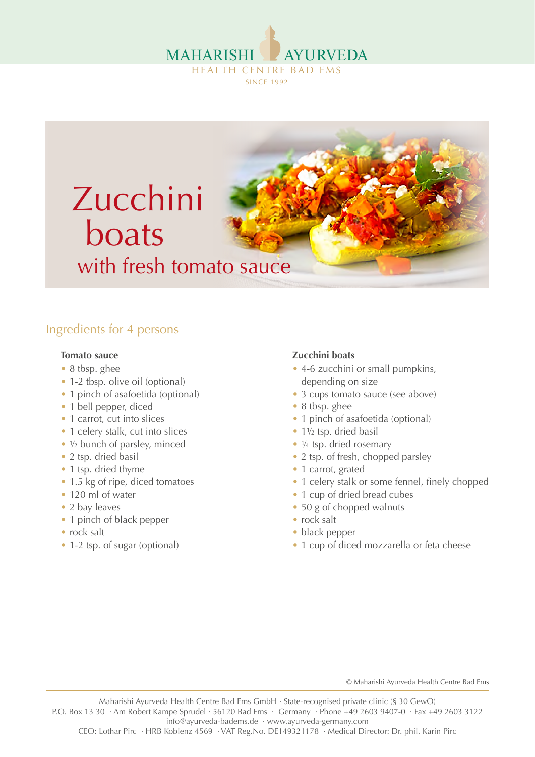MAHARISHI AYURVEDA

HEALTH CENTRE BAD EMS

SINCE 1992

# Zucchini boats

## with fresh tomato sauce

### Ingredients for 4 persons

**Tomato sauce**

- 8 tbsp. ghee
- 1-2 tbsp. olive oil (optional)
- 1 pinch of asafoetida (optional)
- 1 bell pepper, diced
- 1 carrot, cut into slices
- 1 celery stalk, cut into slices
- ½ bunch of parsley, minced
- 2 tsp. dried basil
- 1 tsp. dried thyme
- 1.5 kg of ripe, diced tomatoes
- 120 ml of water
- 2 bay leaves
- 1 pinch of black pepper
- rock salt
- 1-2 tsp. of sugar (optional)

**Zucchini boats**

- 4-6 zucchini or small pumpkins, depending on size
- 3 cups tomato sauce (see above)
- 8 tbsp. ghee
- 1 pinch of asafoetida (optional)
- 1½ tsp. dried basil
- ¼ tsp. dried rosemary
- 2 tsp. of fresh, chopped parsley
- 1 carrot, grated
- 1 celery stalk or some fennel, finely chopped
- 1 cup of dried bread cubes
- 50 g of chopped walnuts
- rock salt
- black pepper
- 1 cup of diced mozzarella or feta cheese

© Maharishi Ayurveda Health Centre Bad Ems

Maharishi Ayurveda Health Centre Bad Ems GmbH · State-recognised private clinic (§ 30 GewO)
P.O. Box 13 30 · Am Robert Kampe Sprudel · 56120 Bad Ems · Germany · Phone +49 2603 9407-0 · Fax +49 2603 3122
info@ayurveda-badems.de · www.ayurveda-germany.com
CEO: Lothar Pirc · HRB Koblenz 4569 · VAT Reg.No. DE149321178 · Medical Director: Dr. phil. Karin Pirc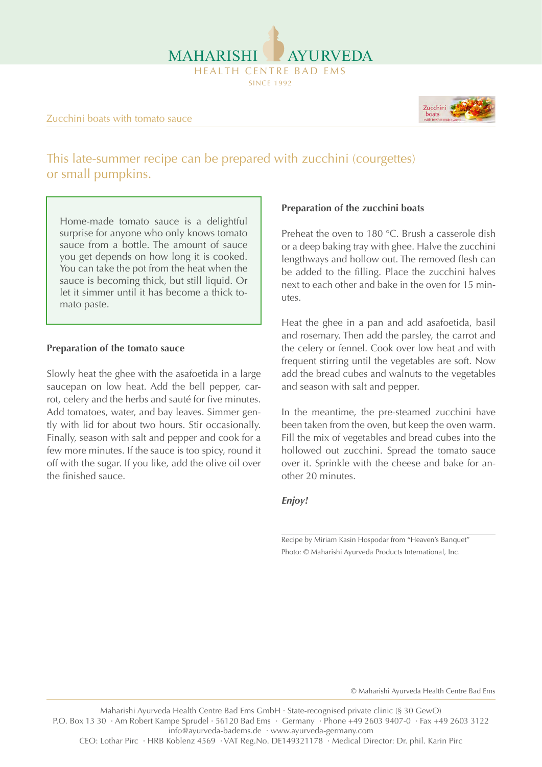Zucchini boats with tomato sauce

## This late-summer recipe can be prepared with zucchini (courgettes) or small pumpkins.

Home-made tomato sauce is a delightful surprise for anyone who only knows tomato sauce from a bottle. The amount of sauce you get depends on how long it is cooked. You can take the pot from the heat when the sauce is becoming thick, but still liquid. Or let it simmer until it has become a thick tomato paste.

**Preparation of the tomato sauce**

Slowly heat the ghee with the asafoetida in a large saucepan on low heat. Add the bell pepper, carrot, celery and the herbs and sauté for five minutes. Add tomatoes, water, and bay leaves. Simmer gently with lid for about two hours. Stir occasionally. Finally, season with salt and pepper and cook for a few more minutes. If the sauce is too spicy, round it off with the sugar. If you like, add the olive oil over the finished sauce.

**Preparation of the zucchini boats**

Preheat the oven to 180 °C. Brush a casserole dish or a deep baking tray with ghee. Halve the zucchini lengthways and hollow out. The removed flesh can be added to the filling. Place the zucchini halves next to each other and bake in the oven for 15 minutes.

Heat the ghee in a pan and add asafoetida, basil and rosemary. Then add the parsley, the carrot and the celery or fennel. Cook over low heat and with frequent stirring until the vegetables are soft. Now add the bread cubes and walnuts to the vegetables and season with salt and pepper.

In the meantime, the pre-steamed zucchini have been taken from the oven, but keep the oven warm. Fill the mix of vegetables and bread cubes into the hollowed out zucchini. Spread the tomato sauce over it. Sprinkle with the cheese and bake for another 20 minutes.

***Enjoy!***

Recipe by Miriam Kasin Hospodar from "Heaven's Banquet"
Photo: © Maharishi Ayurveda Products International, Inc.